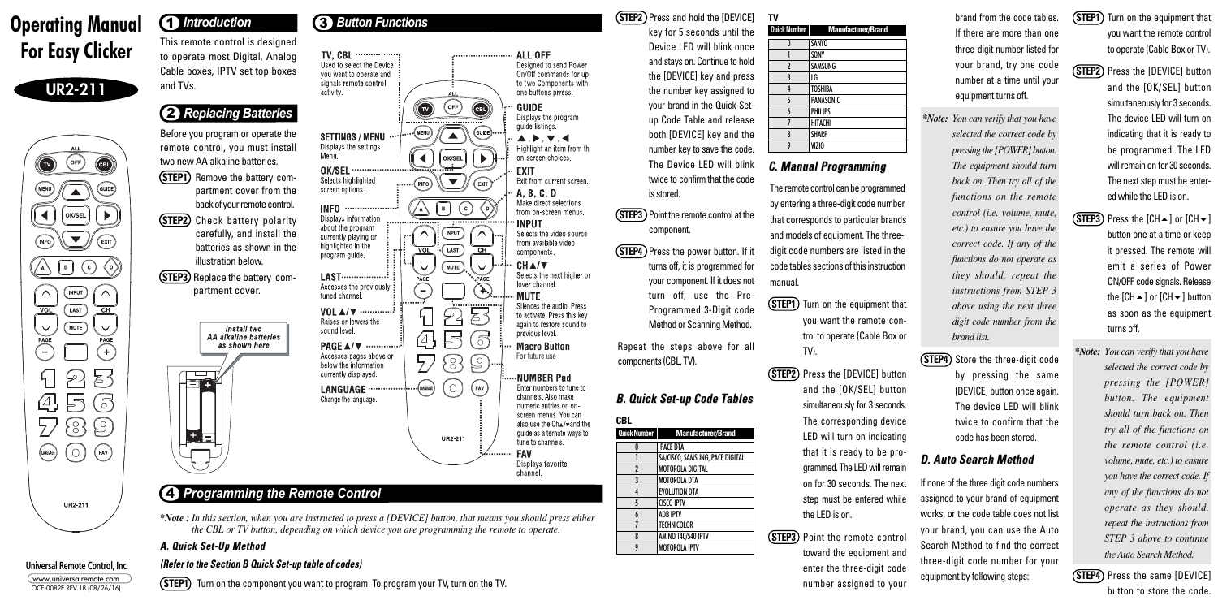# Operating Manual For Easy Clicker

## UR2-211

Universal Remote Control, Inc.
www.universalremote.com
OCE-0082E REV 1B (08/26/16)

## 1 Introduction

This remote control is designed to operate most Digital, Analog Cable boxes, IPTV set top boxes and TVs.

## 2 Replacing Batteries

Before you program or operate the remote control, you must install two new AA alkaline batteries.

**STEP1** Remove the battery compartment cover from the back of your remote control.

**STEP2** Check battery polarity carefully, and install the batteries as shown in the illustration below.

**STEP3** Replace the battery compartment cover.

Install two AA alkaline batteries as shown here

## 3 Button Functions

**TV, CBL** Used to select the Device you want to operate and signals remote control activity.

**SETTINGS / MENU** Displays the settings Menu.

**OK/SEL** Selects highlighted screen options.

**INFO** Displays information about the program currently playing or highlighted in the program guide.

**LAST** Accesses the previously tuned channel.

**VOL ▲/▼** Raises or lowers the sound level.

**PAGE ▲/▼** Accesses pages above or below the information currently displayed.

**LANGUAGE** Change the language.

**ALL OFF** Designed to send Power On/Off commands for up to two Components with one buttons press.

**GUIDE** Displays the program guide listings.

**▲, ▶, ▼, ◀** Highlight an item from th on-screen choices.

**EXIT** Exit from current screen.

**A, B, C, D** Make direct selections from on-screen menus.

**INPUT** Selects the video source from available video components.

**CH ▲/▼** Selects the next higher or lower channel.

**MUTE** Silences the audio. Press to activate. Press this key again to restore sound to previous level.

**Macro Button** For future use

**NUMBER Pad** Enter numbers to tune to channels. Also make numeric entries on on-screen menus. You can also use the Ch▲/▼and the guide as alternate ways to tune to channels.

**FAV** Displays favorite channel.

## 4 Programming the Remote Control

*\*Note : In this section, when you are instructed to press a [DEVICE] button, that means you should press either the CBL or TV button, depending on which device you are programming the remote to operate.*

### A. Quick Set-Up Method

*(Refer to the Section B Quick Set-up table of codes)*

**STEP1** Turn on the component you want to program. To program your TV, turn on the TV.

**STEP2** Press and hold the [DEVICE] key for 5 seconds until the Device LED will blink once and stays on. Continue to hold the [DEVICE] key and press the number key assigned to your brand in the Quick Set-up Code Table and release both [DEVICE] key and the number key to save the code. The Device LED will blink twice to confirm that the code is stored.

**STEP3** Point the remote control at the component.

**STEP4** Press the power button. If it turns off, it is programmed for your component. If it does not turn off, use the Pre-Programmed 3-Digit code Method or Scanning Method.

Repeat the steps above for all components (CBL, TV).

### B. Quick Set-up Code Tables

**CBL**

| Quick Number | Manufacturer/Brand |
|---|---|
| 0 | PACE DTA |
| 1 | SA/CISCO, SAMSUNG, PACE DIGITAL |
| 2 | MOTOROLA DIGITAL |
| 3 | MOTOROLA DTA |
| 4 | EVOLUTION DTA |
| 5 | CISCO IPTV |
| 6 | ADB IPTV |
| 7 | TECHNICOLOR |
| 8 | AMINO 140/540 IPTV |
| 9 | MOTOROLA IPTV |

**TV**

| Quick Number | Manufacturer/Brand |
|---|---|
| 0 | SANYO |
| 1 | SONY |
| 2 | SAMSUNG |
| 3 | LG |
| 4 | TOSHIBA |
| 5 | PANASONIC |
| 6 | PHILIPS |
| 7 | HITACHI |
| 8 | SHARP |
| 9 | VIZIO |

### C. Manual Programming

The remote control can be programmed by entering a three-digit code number that corresponds to particular brands and models of equipment. The three-digit code numbers are listed in the code tables sections of this instruction manual.

**STEP1** Turn on the equipment that you want the remote control to operate (Cable Box or TV).

**STEP2** Press the [DEVICE] button and the [OK/SEL] button simultaneously for 3 seconds. The corresponding device LED will turn on indicating that it is ready to be programmed. The LED will remain on for 30 seconds. The next step must be entered while the LED is on.

**STEP3** Point the remote control toward the equipment and enter the three-digit code number assigned to your brand from the code tables. If there are more than one three-digit number listed for your brand, try one code number at a time until your equipment turns off.

*\*Note: You can verify that you have selected the correct code by pressing the [POWER] button. The equipment should turn back on. Then try all of the functions on the remote control (i.e. volume, mute, etc.) to ensure you have the correct code. If any of the functions do not operate as they should, repeat the instructions from STEP 3 above using the next three digit code number from the brand list.*

**STEP4** Store the three-digit code by pressing the same [DEVICE] button once again. The device LED will blink twice to confirm that the code has been stored.

### D. Auto Search Method

If none of the three digit code numbers assigned to your brand of equipment works, or the code table does not list your brand, you can use the Auto Search Method to find the correct three-digit code number for your equipment by following steps:

**STEP1** Turn on the equipment that you want the remote control to operate (Cable Box or TV).

**STEP2** Press the [DEVICE] button and the [OK/SEL] button simultaneously for 3 seconds. The device LED will turn on indicating that it is ready to be programmed. The LED will remain on for 30 seconds. The next step must be entered while the LED is on.

**STEP3** Press the [CH▲] or [CH▼] button one at a time or keep it pressed. The remote will emit a series of Power ON/OFF code signals. Release the [CH▲] or [CH▼] button as soon as the equipment turns off.

*\*Note: You can verify that you have selected the correct code by pressing the [POWER] button. The equipment should turn back on. Then try all of the functions on the remote control (i.e. volume, mute, etc.) to ensure you have the correct code. If any of the functions do not operate as they should, repeat the instructions from STEP 3 above to continue the Auto Search Method.*

**STEP4** Press the same [DEVICE] button to store the code.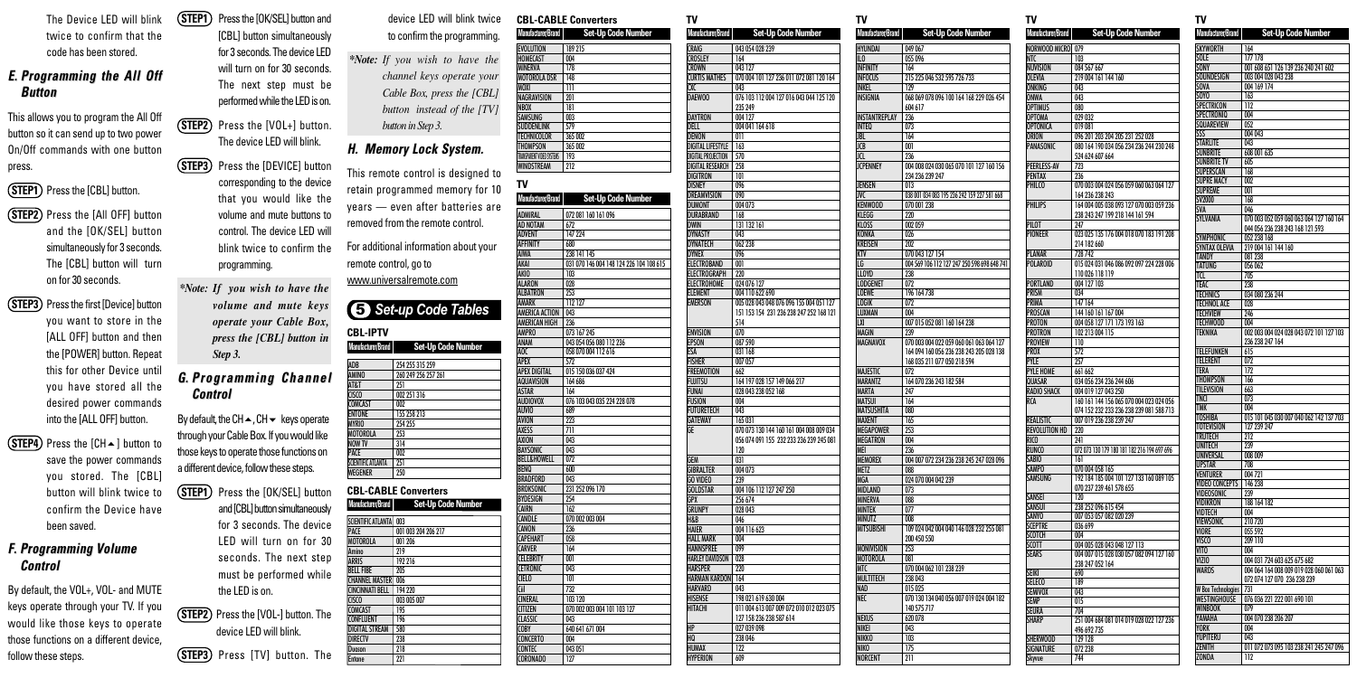The Device LED will blink twice to confirm that the code has been stored.

## E. Programming the All Off Button

This allows you to program the All Off button so it can send up to two power On/Off commands with one button press.

**STEP1** Press the [CBL] button.

**STEP2** Press the [All OFF] button and the [OK/SEL] button simultaneously for 3 seconds. The [CBL] button will turn on for 30 seconds.

**STEP3** Press the first [Device] button you want to store in the [ALL OFF] button and then the [POWER] button. Repeat this for other Device until you have stored all the desired power commands into the [ALL OFF] button.

**STEP4** Press the [CH▲] button to save the power commands you stored. The [CBL] button will blink twice to confirm the Device have been saved.

## F. Programming Volume Control

By default, the VOL+, VOL- and MUTE keys operate through your TV. If you would like those keys to operate those functions on a different device, follow these steps.

**STEP1** Press the [OK/SEL] button and [CBL] button simultaneously for 3 seconds. The device LED will turn on for 30 seconds. The next step must be performed while the LED is on.

**STEP2** Press the [VOL+] button. The device LED will blink.

**STEP3** Press the [DEVICE] button corresponding to the device that you would like the volume and mute buttons to control. The device LED will blink twice to confirm the programming.

*\*Note: If you wish to have the volume and mute keys operate your Cable Box, press the [CBL] button in Step 3.*

## G. Programming Channel Control

By default, the CH▲, CH▼ keys operate through your Cable Box. If you would like those keys to operate those functions on a different device, follow these steps.

**STEP1** Press the [OK/SEL] button and [CBL] button simultaneously for 3 seconds. The device LED will turn on for 30 seconds. The next step must be performed while the LED is on.

**STEP2** Press the [VOL-] button. The device LED will blink.

**STEP3** Press [TV] button. The device LED will blink twice to confirm the programming.

*\*Note: If you wish to have the channel keys operate your Cable Box, press the [CBL] button instead of the [TV] button in Step 3.*

## H. Memory Lock System.

This remote control is designed to retain programmed memory for 10 years — even after batteries are removed from the remote control.

For additional information about your remote control, go to www.universalremote.com

## 5 Set-up Code Tables

### CBL-IPTV

| Manufacturer/Brand | Set-Up Code Number |
|---|---|
| ADB | 254 255 315 259 |
| AMINO | 260 249 256 257 261 |
| AT&T | 251 |
| CISCO | 002 251 316 |
| COMCAST | 002 |
| ENTONE | 135 258 213 |
| MYRIO | 254 255 |
| MOTOROLA | 253 |
| NOW TV | 314 |
| PACE | 002 |
| SCIENTIFIC ATLANTA | 251 |
| WEGENER | 250 |

### CBL-CABLE Converters

| Manufacturer/Brand | Set-Up Code Number |
|---|---|
| SCIENTIFIC ATLANTA | 003 |
| PACE | 001 003 204 206 217 |
| MOTOROLA | 001 206 |
| Amino | 219 |
| ARRIS | 192 216 |
| BELL FIBE | 205 |
| CHANNEL MASTER | 006 |
| CINCINNATI BELL | 194 220 |
| CISCO | 003 005 007 |
| COMCAST | 195 |
| CONFLUENT | 196 |
| DIGITAL STREAM | 580 |
| DIRECTV | 238 |
| Duosion | 218 |
| Entone | 221 |
| EVOLUTION | 189 215 |
| HOMECAST | 004 |
| MINERVA | 178 |
| MOTOROLA DSR | 148 |
| MOXI | 111 |
| NAGRAVISION | 201 |
| NBOX | 181 |
| SAMSUNG | 003 |
| SUDDENLINK | 579 |
| TECHNICOLOR | 365 002 |
| THOMPSON | 365 002 |
| TIMEWARNER VIDEO SYSTEMS | 193 |
| WINDSTREAM | 212 |

### TV

| Manufacturer/Brand | Set-Up Code Number |
|---|---|
| ADMIRAL | 072 081 160 161 096 |
| AD NOTAM | 672 |
| ADVENT | 147 224 |
| AFFINITY | 680 |
| AIWA | 238 141 145 |
| AKAI | 031 070 146 004 148 124 226 104 108 615 |
| AKIO | 103 |
| ALARON | 028 |
| ALBATRON | 253 |
| AMARK | 112 127 |
| AMERICA ACTION | 043 |
| AMERICAN HIGH | 236 |
| AMPRO | 073 167 245 |
| ANAM | 043 054 056 080 112 236 |
| AOC | 058 070 004 112 616 |
| APEX | 572 |
| APEX DIGITAL | 015 150 036 037 424 |
| AQUAVISION | 164 686 |
| ASTAR | 164 |
| AUDIOVOX | 076 103 043 035 224 228 078 |
| AUVIO | 689 |
| AVION | 223 |
| AXESS | 711 |
| AXION | 043 |
| BAYSONIC | 043 |
| BELL&HOWELL | 072 |
| BENQ | 600 |
| BRADFORD | 043 |
| BROKSONIC | 231 252 096 170 |
| BYDESIGN | 254 |
| CAIRN | 162 |
| CANDLE | 070 002 003 004 |
| CANON | 236 |
| CAPEHART | 058 |
| CARVER | 164 |
| CELEBRITY | 001 |
| CETRONIC | 043 |
| CIELO | 101 |
| Cil | 732 |
| CINERAL | 103 120 |
| CITIZEN | 070 002 003 004 101 103 127 |
| CLASSIC | 043 |
| COBY | 640 641 671 004 |
| CONCERTO | 004 |
| CONTEC | 043 051 |
| CORONADO | 127 |
| CRAIG | 043 054 028 239 |
| CROSLEY | 164 |
| CROWN | 043 127 |
| CURTIS MATHES | 070 004 101 127 236 011 072 081 120 164 |
| CXC | 043 |
| DAEWOO | 076 103 112 004 127 016 043 044 125 120 235 249 |
| DAYTRON | 004 127 |
| DELL | 004 041 164 618 |
| DENON | 011 |
| DIGITAL LIFESTYLE | 163 |
| DIGITAL PROJECTION | 570 |
| DIGITAL RESEARCH | 258 |
| DIGITRON | 101 |
| DISNEY | 096 |
| DREAMVISION | 090 |
| DUMONT | 004 073 |
| DURABRAND | 168 |
| DWIN | 131 132 161 |
| DYNASTY | 043 |
| DYNATECH | 062 238 |
| DYNEX | 096 |
| ELECTROBAND | 001 |
| ELECTROGRAPH | 220 |
| ELECTROHOME | 024 076 127 |
| ELEMENT | 004 110 622 690 |
| EMERSON | 005 028 043 048 076 096 155 004 051 127 151 153 154 231 236 238 247 252 168 121 514 |
| ENVISION | 070 |
| EPSON | 087 590 |
| ESA | 031 168 |
| FISHER | 007 057 |
| FREEMOTION | 662 |
| FUJITSU | 164 197 028 157 149 066 217 |
| FUNAI | 028 043 238 052 168 |
| FUSION | 004 |
| FUTURETECH | 043 |
| GATEWAY | 165 031 |
| GE | 070 073 130 144 160 161 004 008 009 034 056 074 091 155 232 233 236 239 245 081 120 |
| GEM | 031 |
| GIBRALTER | 004 073 |
| GO VIDEO | 239 |
| GOLDSTAR | 004 106 112 127 247 250 |
| GPX | 256 674 |
| GRUNPY | 028 043 |
| H&B | 046 |
| HAIER | 004 116 623 |
| HALL MARK | 004 |
| HANNSPREE | 099 |
| HARLEY DAVIDSON | 028 |
| HARSPER | 220 |
| HARMAN KARDON | 164 |
| HARVARD | 043 |
| HISENSE | 198 021 619 630 004 |
| HITACHI | 011 004 613 007 009 072 010 012 023 075 127 158 236 238 587 614 |
| HP | 027 039 098 |
| HQ | 238 046 |
| HUMAX | 122 |
| HYPERION | 609 |
| HYUNDAI | 049 067 |
| ILO | 055 096 |
| INFINITY | 164 |
| INFOCUS | 215 225 046 532 595 726 733 |
| INKEL | 129 |
| INSIGNIA | 068 069 070 096 100 164 168 229 026 454 604 617 |
| INSTANTREPLAY | 236 |
| INTEQ | 073 |
| JBL | 164 |
| JCB | 001 |
| JCL | 236 |
| JCPENNEY | 004 008 024 030 065 070 101 127 160 156 234 236 239 247 |
| JENSEN | 015 |
| JVC | 038 001 034 083 195 236 242 159 227 581 668 |
| KENWOOD | 070 001 238 |
| KLEGG | 220 |
| KLOSS | 002 059 |
| KONKA | 026 |
| KREISEN | 202 |
| KTV | 070 043 127 154 |
| LG | 004 569 106 112 127 247 250 598 698 648 741 |
| LLOYD | 238 |
| LODGENET | 072 |
| LOEWE | 196 164 738 |
| LOGIK | 072 |
| LUXMAN | 004 |
| LXI | 007 015 052 081 160 164 238 |
| MAGIN | 239 |
| MAGNAVOX | 070 003 004 022 059 060 061 063 064 127 164 094 160 056 236 238 243 205 028 138 168 035 211 057 050 218 594 |
| MAJESTIC | 072 |
| MARANTZ | 164 070 236 243 182 584 |
| MARTA | 247 |
| MATSUI | 164 |
| MATSUSHITA | 080 |
| MAXENT | 165 |
| MEGAPOWER | 253 |
| MEGATRON | 004 |
| MEI | 236 |
| MEMOREX | 004 007 072 234 236 238 245 247 028 096 |
| METZ | 088 |
| MGA | 024 070 004 042 239 |
| MIDLAND | 073 |
| MINERVA | 088 |
| MINTEK | 077 |
| MINUTZ | 008 |
| MITSUBISHI | 109 024 042 004 040 146 028 232 255 081 200 450 550 |
| MONIVISION | 253 |
| MOTOROLA | 081 |
| MTC | 070 004 062 101 238 239 |
| MULTITECH | 238 043 |
| NAD | 015 025 |
| NEC | 070 130 134 040 056 007 019 024 004 182 140 575 717 |
| NEXUS | 620 078 |
| NIKEI | 043 |
| NIKKO | 103 |
| NIKO | 175 |
| NORCENT | 211 |
| NORWOOD MICRO | 079 |
| NTC | 103 |
| NUVISION | 084 567 667 |
| OLEVIA | 219 004 161 144 160 |
| ONKING | 043 |
| ONWA | 043 |
| OPTIMUS | 080 |
| OPTOMA | 029 032 |
| OPTONICA | 019 081 |
| ORION | 096 201 203 204 205 231 252 028 |
| PANASONIC | 080 164 190 034 056 234 236 244 230 248 524 624 607 664 |
| PEERLESS-AV | 723 |
| PENTAX | 236 |
| PHILCO | 070 003 004 024 056 059 060 063 064 127 164 236 238 243 |
| PHILIPS | 164 004 005 038 093 127 070 003 059 236 238 243 247 199 218 144 161 594 |
| PILOT | 247 |
| PIONEER | 023 025 135 176 004 018 070 183 191 208 214 182 660 |
| PLANAR | 728 742 |
| POLAROID | 015 024 031 046 086 092 097 224 228 006 110 026 118 119 |
| PORTLAND | 004 127 103 |
| PRISM | 034 |
| PRIMA | 147 164 |
| PROSCAN | 144 160 161 167 004 |
| PROTON | 004 058 127 171 173 193 163 |
| PROTRON | 102 213 004 115 |
| PROVIEW | 110 |
| PROX | 572 |
| PYLE | 257 |
| PYLE HOME | 661 662 |
| QUASAR | 034 056 234 236 244 606 |
| RADIO SHACK | 004 019 127 043 250 |
| RCA | 160 161 144 156 065 070 004 023 024 056 074 152 232 233 236 239 081 588 713 |
| REALISTIC | 007 019 236 238 239 247 |
| REVOLUTION HD | 220 |
| RICO | 241 |
| RUNCO | 072 073 130 179 180 181 182 216 194 697 696 |
| SABIO | 161 |
| SAMPO | 070 004 058 165 |
| SAMSUNG | 192 184 185 004 101 127 133 160 089 105 070 237 239 461 578 655 |
| SANSEI | 120 |
| SANSUI | 238 252 096 615 454 |
| SANYO | 007 053 057 082 020 239 |
| SCEPTRE | 036 699 |
| SCOTCH | 004 |
| SCOTT | 004 005 028 043 048 127 113 |
| SEARS | 004 007 015 028 030 057 082 094 127 160 238 247 052 164 |
| SEIKI | 690 |
| SELECO | 189 |
| SEMIVOX | 043 |
| SEMP | 015 |
| SEURA | 704 |
| SHARP | 251 004 684 081 014 019 028 022 127 236 496 692 735 |
| SHERWOOD | 129 128 |
| SIGNATURE | 072 238 |
| Skyrue | 744 |
| SKYWORTH | 164 |
| SOLE | 177 178 |
| SONY | 001 608 651 126 139 236 240 241 602 |
| SOUNDESIGN | 003 004 028 043 238 |
| SOVA | 004 169 174 |
| SOYO | 163 |
| SPECTRICON | 112 |
| SPECTRONIQ | 004 |
| SQUAREVIEW | 052 |
| SSS | 004 043 |
| STARLITE | 043 |
| SUNBRITE | 608 007 635 |
| SUNBRITE TV | 605 |
| SUPERSCAN | 168 |
| SUPRE MACY | 002 |
| SUPREME | 001 |
| SV2000 | 168 |
| SVA | 046 |
| SYLVANIA | 070 003 052 059 060 063 064 127 160 164 044 056 236 238 243 168 121 593 |
| SYMPHONIC | 052 238 168 |
| SYNTAX OLEVIA | 219 004 161 144 160 |
| TANDY | 081 238 |
| TATUNG | 056 062 |
| TCL | 705 |
| TEAC | 238 |
| TECHNICS | 034 080 236 244 |
| TECHNOL ACE | 028 |
| TECHVIEW | 246 |
| TECHWOOD | 004 |
| TEKNIKA | 002 003 004 024 028 043 072 101 127 103 236 238 247 164 |
| TELEFUNKEN | 615 |
| TELERENT | 072 |
| TERA | 172 |
| THOMPSON | 166 |
| TILEVISION | 663 |
| TMCI | 073 |
| TMK | 004 |
| TOSHIBA | 015 101 045 030 007 040 062 142 137 703 |
| TOTEVISION | 127 239 247 |
| TRUTECH | 212 |
| UNITECH | 239 |
| UNIVERSAL | 008 009 |
| UPSTAR | 708 |
| VENTURER | 004 721 |
| VIDEO CONCEPTS | 146 238 |
| VIDEOSONIC | 239 |
| VIDIKRON | 188 164 182 |
| VIDTECH | 004 |
| VIEWSONIC | 210 720 |
| VIORE | 065 592 |
| VISCO | 209 110 |
| VITO | 004 |
| VIZIO | 004 031 724 603 625 675 682 |
| WARDS | 004 064 164 008 009 019 028 060 061 063 072 074 127 070 236 238 239 |
| W Box Technologies | 731 |
| WESTINGHOUSE | 076 036 221 222 001 690 101 |
| WINBOOK | 079 |
| YAMAHA | 004 070 238 206 207 |
| YORK | 004 |
| YUPITERU | 043 |
| ZENITH | 011 072 073 095 103 238 241 245 247 096 |
| ZONDA | 112 |